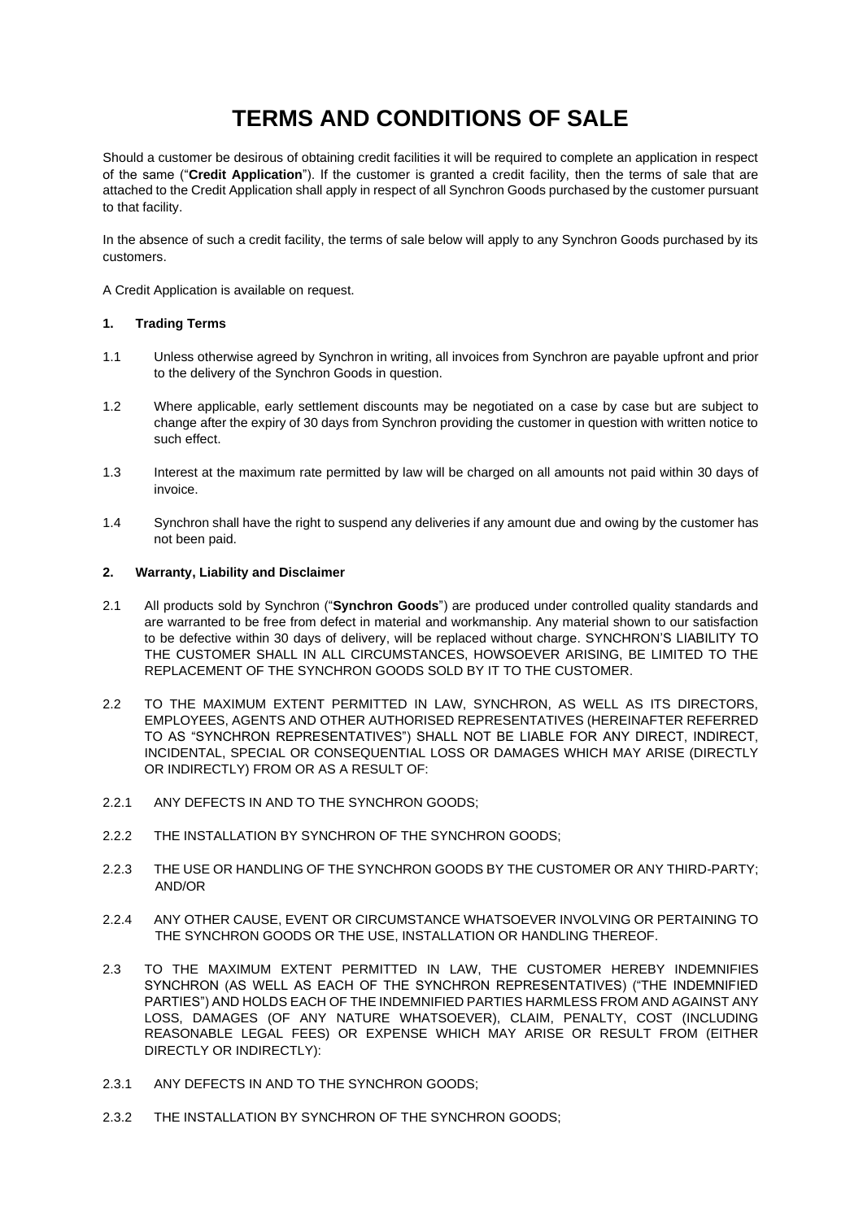# TERMS AND CONDITIONS OF SALE

Should a customer be desirous of obtaining credit facilities it will be required to complete an application in respect of the same ("**Credit Application**"). If the customer is granted a credit facility, then the terms of sale that are attached to the Credit Application shall apply in respect of all Synchron Goods purchased by the customer pursuant to that facility.

In the absence of such a credit facility, the terms of sale below will apply to any Synchron Goods purchased by its customers.

A Credit Application is available on request.

**1. Trading Terms**

1.1 Unless otherwise agreed by Synchron in writing, all invoices from Synchron are payable upfront and prior to the delivery of the Synchron Goods in question.

1.2 Where applicable, early settlement discounts may be negotiated on a case by case but are subject to change after the expiry of 30 days from Synchron providing the customer in question with written notice to such effect.

1.3 Interest at the maximum rate permitted by law will be charged on all amounts not paid within 30 days of invoice.

1.4 Synchron shall have the right to suspend any deliveries if any amount due and owing by the customer has not been paid.

**2. Warranty, Liability and Disclaimer**

2.1 All products sold by Synchron ("**Synchron Goods**") are produced under controlled quality standards and are warranted to be free from defect in material and workmanship. Any material shown to our satisfaction to be defective within 30 days of delivery, will be replaced without charge. SYNCHRON'S LIABILITY TO THE CUSTOMER SHALL IN ALL CIRCUMSTANCES, HOWSOEVER ARISING, BE LIMITED TO THE REPLACEMENT OF THE SYNCHRON GOODS SOLD BY IT TO THE CUSTOMER.

2.2 TO THE MAXIMUM EXTENT PERMITTED IN LAW, SYNCHRON, AS WELL AS ITS DIRECTORS, EMPLOYEES, AGENTS AND OTHER AUTHORISED REPRESENTATIVES (HEREINAFTER REFERRED TO AS "SYNCHRON REPRESENTATIVES") SHALL NOT BE LIABLE FOR ANY DIRECT, INDIRECT, INCIDENTAL, SPECIAL OR CONSEQUENTIAL LOSS OR DAMAGES WHICH MAY ARISE (DIRECTLY OR INDIRECTLY) FROM OR AS A RESULT OF:

2.2.1 ANY DEFECTS IN AND TO THE SYNCHRON GOODS;

2.2.2 THE INSTALLATION BY SYNCHRON OF THE SYNCHRON GOODS;

2.2.3 THE USE OR HANDLING OF THE SYNCHRON GOODS BY THE CUSTOMER OR ANY THIRD-PARTY; AND/OR

2.2.4 ANY OTHER CAUSE, EVENT OR CIRCUMSTANCE WHATSOEVER INVOLVING OR PERTAINING TO THE SYNCHRON GOODS OR THE USE, INSTALLATION OR HANDLING THEREOF.

2.3 TO THE MAXIMUM EXTENT PERMITTED IN LAW, THE CUSTOMER HEREBY INDEMNIFIES SYNCHRON (AS WELL AS EACH OF THE SYNCHRON REPRESENTATIVES) ("THE INDEMNIFIED PARTIES") AND HOLDS EACH OF THE INDEMNIFIED PARTIES HARMLESS FROM AND AGAINST ANY LOSS, DAMAGES (OF ANY NATURE WHATSOEVER), CLAIM, PENALTY, COST (INCLUDING REASONABLE LEGAL FEES) OR EXPENSE WHICH MAY ARISE OR RESULT FROM (EITHER DIRECTLY OR INDIRECTLY):

2.3.1 ANY DEFECTS IN AND TO THE SYNCHRON GOODS;

2.3.2 THE INSTALLATION BY SYNCHRON OF THE SYNCHRON GOODS;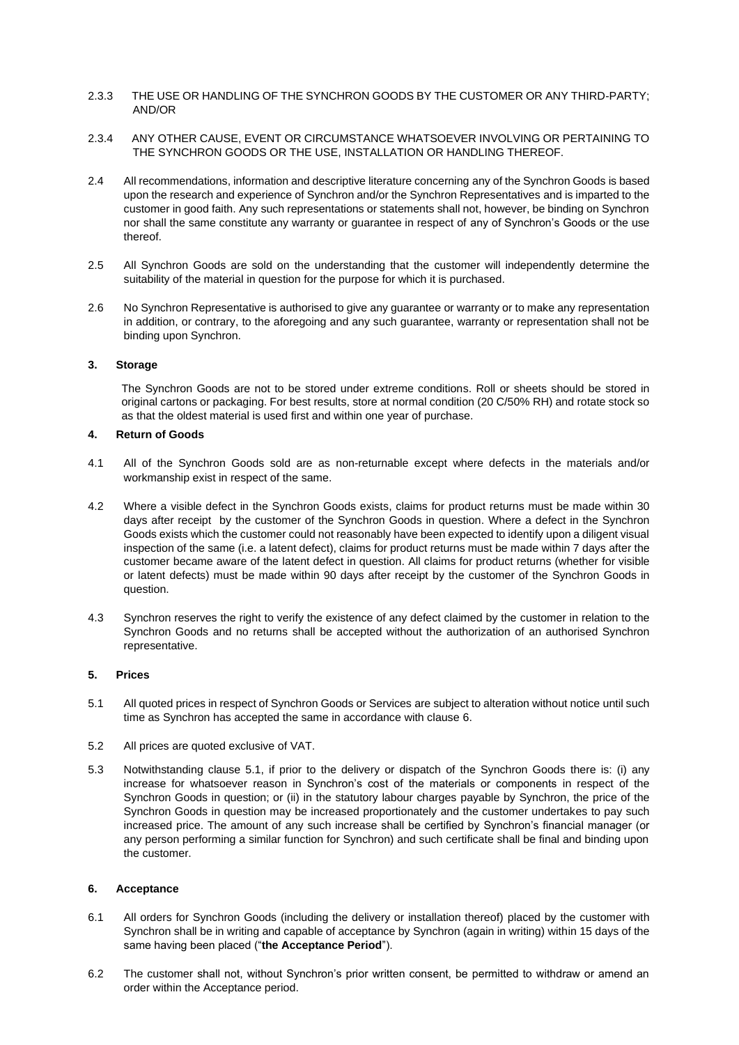2.3.3 THE USE OR HANDLING OF THE SYNCHRON GOODS BY THE CUSTOMER OR ANY THIRD-PARTY; AND/OR

2.3.4 ANY OTHER CAUSE, EVENT OR CIRCUMSTANCE WHATSOEVER INVOLVING OR PERTAINING TO THE SYNCHRON GOODS OR THE USE, INSTALLATION OR HANDLING THEREOF.

2.4 All recommendations, information and descriptive literature concerning any of the Synchron Goods is based upon the research and experience of Synchron and/or the Synchron Representatives and is imparted to the customer in good faith. Any such representations or statements shall not, however, be binding on Synchron nor shall the same constitute any warranty or guarantee in respect of any of Synchron's Goods or the use thereof.

2.5 All Synchron Goods are sold on the understanding that the customer will independently determine the suitability of the material in question for the purpose for which it is purchased.

2.6 No Synchron Representative is authorised to give any guarantee or warranty or to make any representation in addition, or contrary, to the aforegoing and any such guarantee, warranty or representation shall not be binding upon Synchron.

**3. Storage**

The Synchron Goods are not to be stored under extreme conditions. Roll or sheets should be stored in original cartons or packaging. For best results, store at normal condition (20 C/50% RH) and rotate stock so as that the oldest material is used first and within one year of purchase.

**4. Return of Goods**

4.1 All of the Synchron Goods sold are as non-returnable except where defects in the materials and/or workmanship exist in respect of the same.

4.2 Where a visible defect in the Synchron Goods exists, claims for product returns must be made within 30 days after receipt by the customer of the Synchron Goods in question. Where a defect in the Synchron Goods exists which the customer could not reasonably have been expected to identify upon a diligent visual inspection of the same (i.e. a latent defect), claims for product returns must be made within 7 days after the customer became aware of the latent defect in question. All claims for product returns (whether for visible or latent defects) must be made within 90 days after receipt by the customer of the Synchron Goods in question.

4.3 Synchron reserves the right to verify the existence of any defect claimed by the customer in relation to the Synchron Goods and no returns shall be accepted without the authorization of an authorised Synchron representative.

**5. Prices**

5.1 All quoted prices in respect of Synchron Goods or Services are subject to alteration without notice until such time as Synchron has accepted the same in accordance with clause 6.

5.2 All prices are quoted exclusive of VAT.

5.3 Notwithstanding clause 5.1, if prior to the delivery or dispatch of the Synchron Goods there is: (i) any increase for whatsoever reason in Synchron's cost of the materials or components in respect of the Synchron Goods in question; or (ii) in the statutory labour charges payable by Synchron, the price of the Synchron Goods in question may be increased proportionately and the customer undertakes to pay such increased price. The amount of any such increase shall be certified by Synchron's financial manager (or any person performing a similar function for Synchron) and such certificate shall be final and binding upon the customer.

**6. Acceptance**

6.1 All orders for Synchron Goods (including the delivery or installation thereof) placed by the customer with Synchron shall be in writing and capable of acceptance by Synchron (again in writing) within 15 days of the same having been placed ("**the Acceptance Period**").

6.2 The customer shall not, without Synchron's prior written consent, be permitted to withdraw or amend an order within the Acceptance period.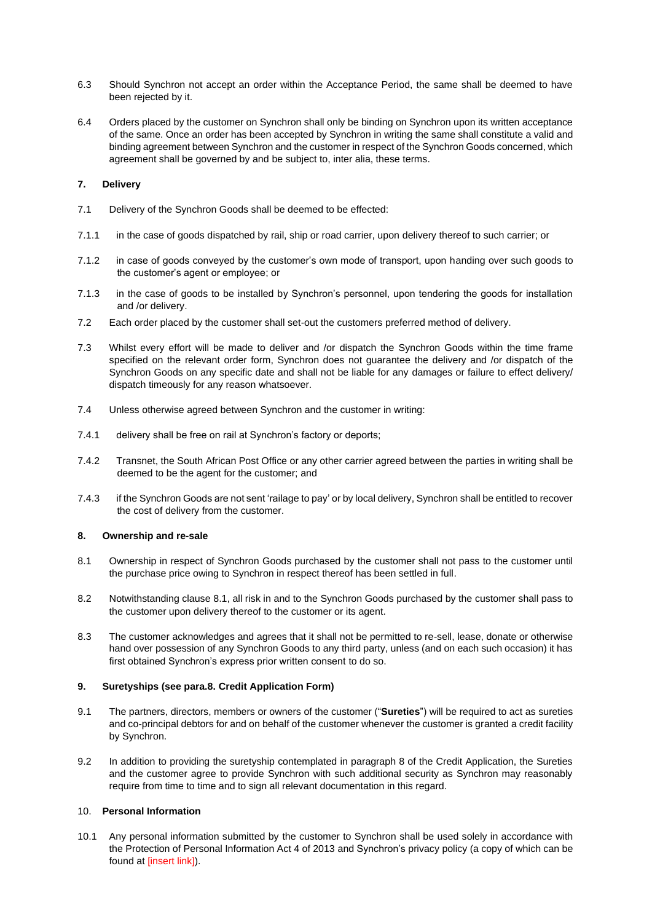6.3 Should Synchron not accept an order within the Acceptance Period, the same shall be deemed to have been rejected by it.

6.4 Orders placed by the customer on Synchron shall only be binding on Synchron upon its written acceptance of the same. Once an order has been accepted by Synchron in writing the same shall constitute a valid and binding agreement between Synchron and the customer in respect of the Synchron Goods concerned, which agreement shall be governed by and be subject to, inter alia, these terms.

**7. Delivery**

7.1 Delivery of the Synchron Goods shall be deemed to be effected:

7.1.1 in the case of goods dispatched by rail, ship or road carrier, upon delivery thereof to such carrier; or

7.1.2 in case of goods conveyed by the customer's own mode of transport, upon handing over such goods to the customer's agent or employee; or

7.1.3 in the case of goods to be installed by Synchron's personnel, upon tendering the goods for installation and /or delivery.

7.2 Each order placed by the customer shall set-out the customers preferred method of delivery.

7.3 Whilst every effort will be made to deliver and /or dispatch the Synchron Goods within the time frame specified on the relevant order form, Synchron does not guarantee the delivery and /or dispatch of the Synchron Goods on any specific date and shall not be liable for any damages or failure to effect delivery/ dispatch timeously for any reason whatsoever.

7.4 Unless otherwise agreed between Synchron and the customer in writing:

7.4.1 delivery shall be free on rail at Synchron's factory or deports;

7.4.2 Transnet, the South African Post Office or any other carrier agreed between the parties in writing shall be deemed to be the agent for the customer; and

7.4.3 if the Synchron Goods are not sent 'railage to pay' or by local delivery, Synchron shall be entitled to recover the cost of delivery from the customer.

**8. Ownership and re-sale**

8.1 Ownership in respect of Synchron Goods purchased by the customer shall not pass to the customer until the purchase price owing to Synchron in respect thereof has been settled in full.

8.2 Notwithstanding clause 8.1, all risk in and to the Synchron Goods purchased by the customer shall pass to the customer upon delivery thereof to the customer or its agent.

8.3 The customer acknowledges and agrees that it shall not be permitted to re-sell, lease, donate or otherwise hand over possession of any Synchron Goods to any third party, unless (and on each such occasion) it has first obtained Synchron's express prior written consent to do so.

**9. Suretyships (see para.8. Credit Application Form)**

9.1 The partners, directors, members or owners of the customer ("**Sureties**") will be required to act as sureties and co-principal debtors for and on behalf of the customer whenever the customer is granted a credit facility by Synchron.

9.2 In addition to providing the suretyship contemplated in paragraph 8 of the Credit Application, the Sureties and the customer agree to provide Synchron with such additional security as Synchron may reasonably require from time to time and to sign all relevant documentation in this regard.

10. **Personal Information**

10.1 Any personal information submitted by the customer to Synchron shall be used solely in accordance with the Protection of Personal Information Act 4 of 2013 and Synchron's privacy policy (a copy of which can be found at [insert link]).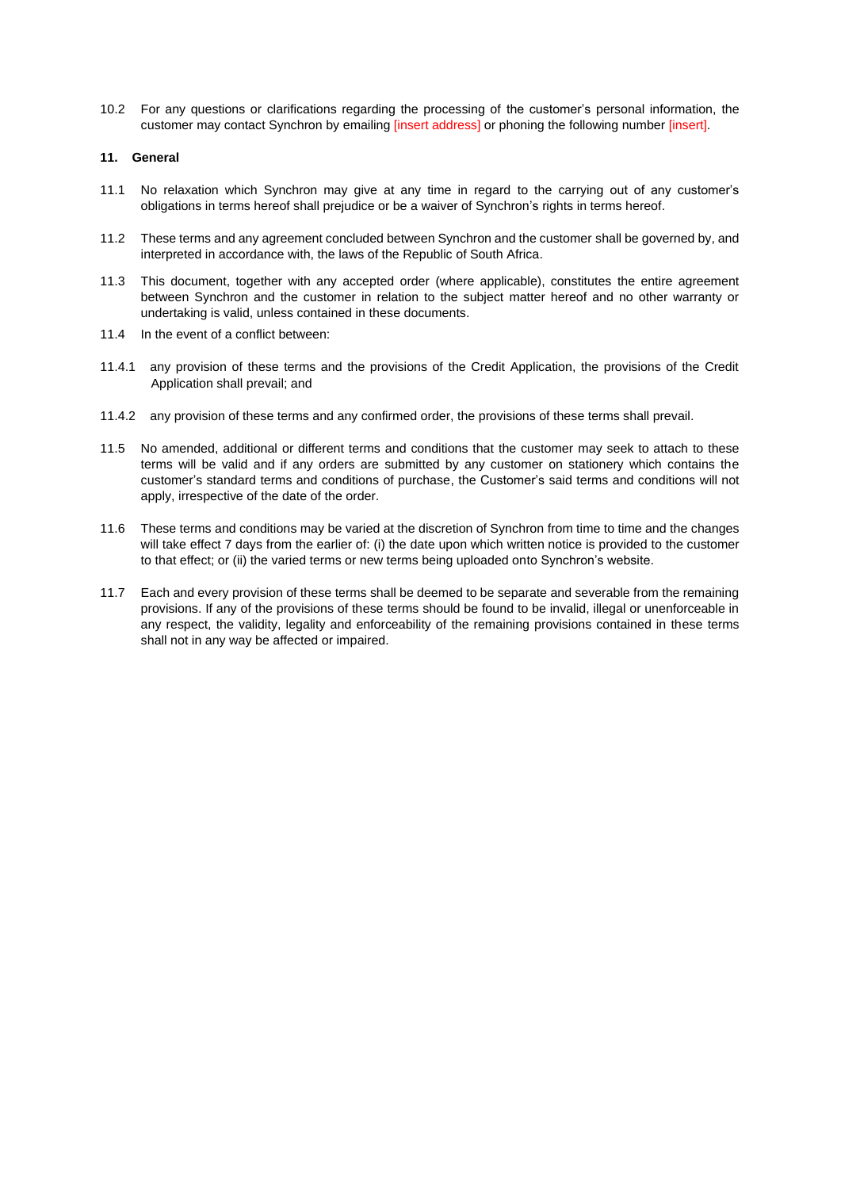10.2 For any questions or clarifications regarding the processing of the customer's personal information, the customer may contact Synchron by emailing [insert address] or phoning the following number [insert].

## 11. General

11.1 No relaxation which Synchron may give at any time in regard to the carrying out of any customer's obligations in terms hereof shall prejudice or be a waiver of Synchron's rights in terms hereof.

11.2 These terms and any agreement concluded between Synchron and the customer shall be governed by, and interpreted in accordance with, the laws of the Republic of South Africa.

11.3 This document, together with any accepted order (where applicable), constitutes the entire agreement between Synchron and the customer in relation to the subject matter hereof and no other warranty or undertaking is valid, unless contained in these documents.

11.4 In the event of a conflict between:

11.4.1 any provision of these terms and the provisions of the Credit Application, the provisions of the Credit Application shall prevail; and

11.4.2 any provision of these terms and any confirmed order, the provisions of these terms shall prevail.

11.5 No amended, additional or different terms and conditions that the customer may seek to attach to these terms will be valid and if any orders are submitted by any customer on stationery which contains the customer's standard terms and conditions of purchase, the Customer's said terms and conditions will not apply, irrespective of the date of the order.

11.6 These terms and conditions may be varied at the discretion of Synchron from time to time and the changes will take effect 7 days from the earlier of: (i) the date upon which written notice is provided to the customer to that effect; or (ii) the varied terms or new terms being uploaded onto Synchron's website.

11.7 Each and every provision of these terms shall be deemed to be separate and severable from the remaining provisions. If any of the provisions of these terms should be found to be invalid, illegal or unenforceable in any respect, the validity, legality and enforceability of the remaining provisions contained in these terms shall not in any way be affected or impaired.